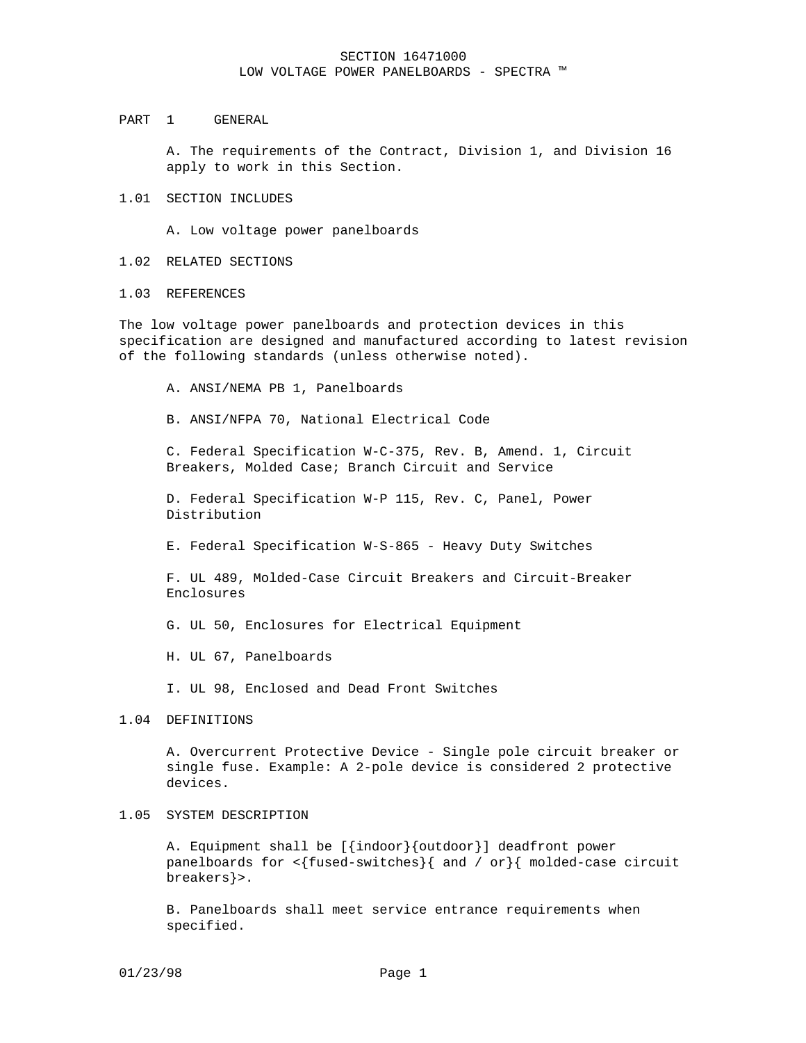# SECTION 16471000
## LOW VOLTAGE POWER PANELBOARDS - SPECTRA ™

## PART 1 GENERAL

A. The requirements of the Contract, Division 1, and Division 16 apply to work in this Section.

### 1.01 SECTION INCLUDES

A. Low voltage power panelboards

### 1.02 RELATED SECTIONS

### 1.03 REFERENCES

The low voltage power panelboards and protection devices in this specification are designed and manufactured according to latest revision of the following standards (unless otherwise noted).

A. ANSI/NEMA PB 1, Panelboards

B. ANSI/NFPA 70, National Electrical Code

C. Federal Specification W-C-375, Rev. B, Amend. 1, Circuit Breakers, Molded Case; Branch Circuit and Service

D. Federal Specification W-P 115, Rev. C, Panel, Power Distribution

E. Federal Specification W-S-865 - Heavy Duty Switches

F. UL 489, Molded-Case Circuit Breakers and Circuit-Breaker Enclosures

G. UL 50, Enclosures for Electrical Equipment

H. UL 67, Panelboards

I. UL 98, Enclosed and Dead Front Switches

### 1.04 DEFINITIONS

A. Overcurrent Protective Device - Single pole circuit breaker or single fuse. Example: A 2-pole device is considered 2 protective devices.

### 1.05 SYSTEM DESCRIPTION

A. Equipment shall be [{indoor}{outdoor}] deadfront power panelboards for <{fused-switches}{ and / or}{ molded-case circuit breakers}>.

B. Panelboards shall meet service entrance requirements when specified.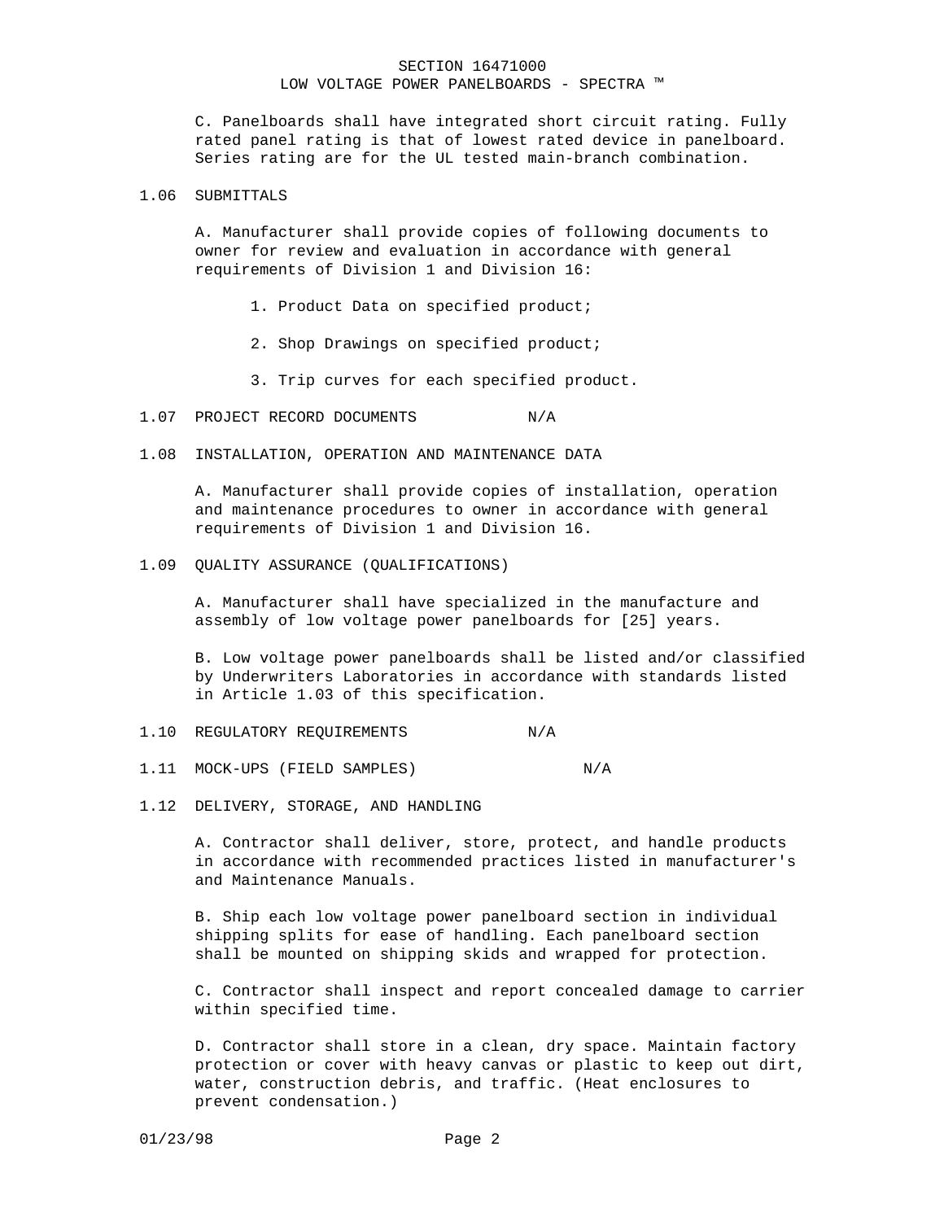C. Panelboards shall have integrated short circuit rating. Fully rated panel rating is that of lowest rated device in panelboard. Series rating are for the UL tested main-branch combination.

## 1.06 SUBMITTALS

A. Manufacturer shall provide copies of following documents to owner for review and evaluation in accordance with general requirements of Division 1 and Division 16:

1. Product Data on specified product;
2. Shop Drawings on specified product;
3. Trip curves for each specified product.

## 1.07 PROJECT RECORD DOCUMENTS N/A

## 1.08 INSTALLATION, OPERATION AND MAINTENANCE DATA

A. Manufacturer shall provide copies of installation, operation and maintenance procedures to owner in accordance with general requirements of Division 1 and Division 16.

## 1.09 QUALITY ASSURANCE (QUALIFICATIONS)

A. Manufacturer shall have specialized in the manufacture and assembly of low voltage power panelboards for [25] years.

B. Low voltage power panelboards shall be listed and/or classified by Underwriters Laboratories in accordance with standards listed in Article 1.03 of this specification.

## 1.10 REGULATORY REQUIREMENTS N/A

## 1.11 MOCK-UPS (FIELD SAMPLES) N/A

## 1.12 DELIVERY, STORAGE, AND HANDLING

A. Contractor shall deliver, store, protect, and handle products in accordance with recommended practices listed in manufacturer's and Maintenance Manuals.

B. Ship each low voltage power panelboard section in individual shipping splits for ease of handling. Each panelboard section shall be mounted on shipping skids and wrapped for protection.

C. Contractor shall inspect and report concealed damage to carrier within specified time.

D. Contractor shall store in a clean, dry space. Maintain factory protection or cover with heavy canvas or plastic to keep out dirt, water, construction debris, and traffic. (Heat enclosures to prevent condensation.)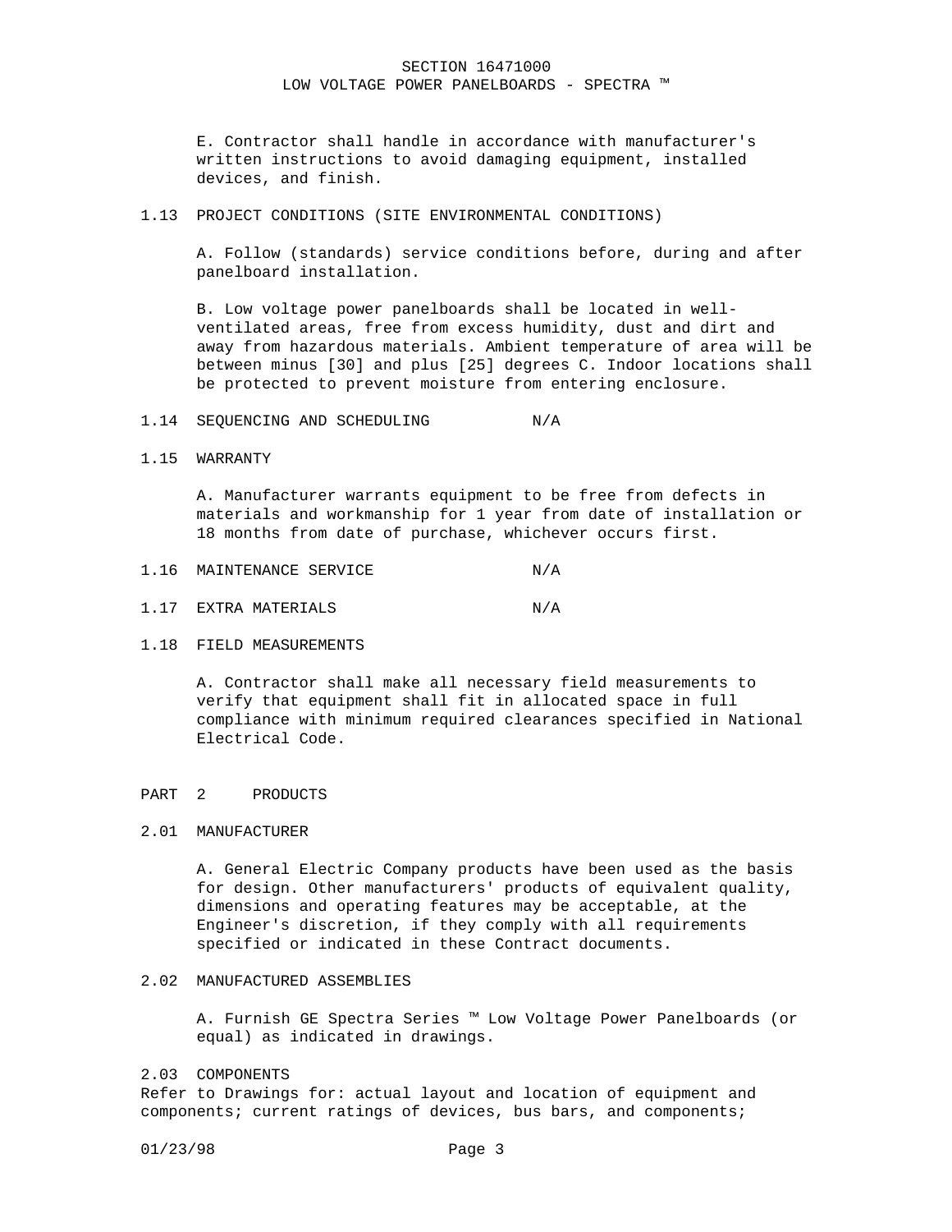E. Contractor shall handle in accordance with manufacturer's written instructions to avoid damaging equipment, installed devices, and finish.

1.13 PROJECT CONDITIONS (SITE ENVIRONMENTAL CONDITIONS)

A. Follow (standards) service conditions before, during and after panelboard installation.

B. Low voltage power panelboards shall be located in well-ventilated areas, free from excess humidity, dust and dirt and away from hazardous materials. Ambient temperature of area will be between minus [30] and plus [25] degrees C. Indoor locations shall be protected to prevent moisture from entering enclosure.

1.14 SEQUENCING AND SCHEDULING N/A

1.15 WARRANTY

A. Manufacturer warrants equipment to be free from defects in materials and workmanship for 1 year from date of installation or 18 months from date of purchase, whichever occurs first.

1.16 MAINTENANCE SERVICE N/A

1.17 EXTRA MATERIALS N/A

1.18 FIELD MEASUREMENTS

A. Contractor shall make all necessary field measurements to verify that equipment shall fit in allocated space in full compliance with minimum required clearances specified in National Electrical Code.

## PART 2 PRODUCTS

2.01 MANUFACTURER

A. General Electric Company products have been used as the basis for design. Other manufacturers' products of equivalent quality, dimensions and operating features may be acceptable, at the Engineer's discretion, if they comply with all requirements specified or indicated in these Contract documents.

2.02 MANUFACTURED ASSEMBLIES

A. Furnish GE Spectra Series ™ Low Voltage Power Panelboards (or equal) as indicated in drawings.

2.03 COMPONENTS

Refer to Drawings for: actual layout and location of equipment and components; current ratings of devices, bus bars, and components;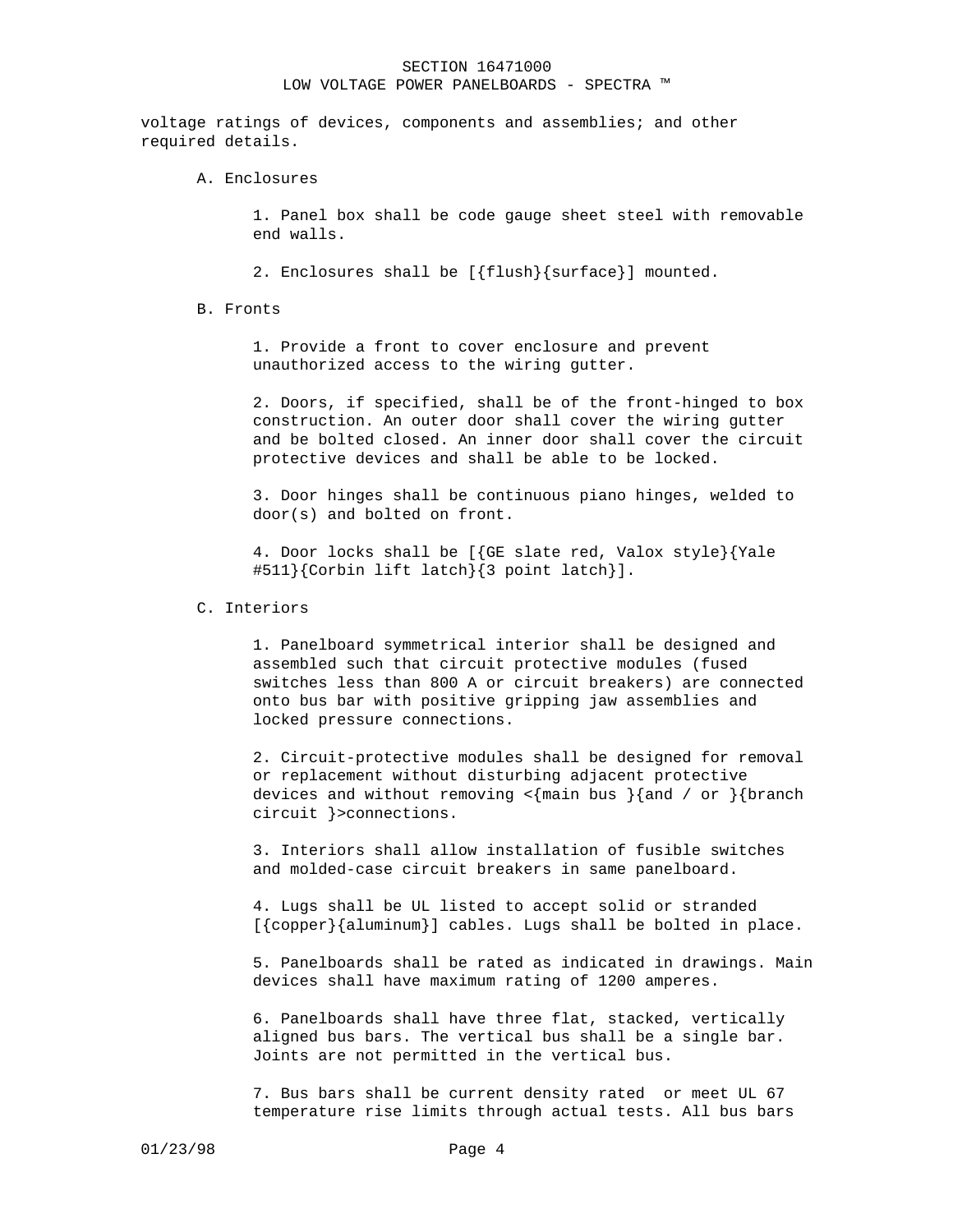voltage ratings of devices, components and assemblies; and other required details.

A. Enclosures

1. Panel box shall be code gauge sheet steel with removable end walls.

2. Enclosures shall be [{flush}{surface}] mounted.

B. Fronts

1. Provide a front to cover enclosure and prevent unauthorized access to the wiring gutter.

2. Doors, if specified, shall be of the front-hinged to box construction. An outer door shall cover the wiring gutter and be bolted closed. An inner door shall cover the circuit protective devices and shall be able to be locked.

3. Door hinges shall be continuous piano hinges, welded to door(s) and bolted on front.

4. Door locks shall be [{GE slate red, Valox style}{Yale #511}{Corbin lift latch}{3 point latch}].

C. Interiors

1. Panelboard symmetrical interior shall be designed and assembled such that circuit protective modules (fused switches less than 800 A or circuit breakers) are connected onto bus bar with positive gripping jaw assemblies and locked pressure connections.

2. Circuit-protective modules shall be designed for removal or replacement without disturbing adjacent protective devices and without removing <{main bus }{and / or }{branch circuit }>connections.

3. Interiors shall allow installation of fusible switches and molded-case circuit breakers in same panelboard.

4. Lugs shall be UL listed to accept solid or stranded [{copper}{aluminum}] cables. Lugs shall be bolted in place.

5. Panelboards shall be rated as indicated in drawings. Main devices shall have maximum rating of 1200 amperes.

6. Panelboards shall have three flat, stacked, vertically aligned bus bars. The vertical bus shall be a single bar. Joints are not permitted in the vertical bus.

7. Bus bars shall be current density rated or meet UL 67 temperature rise limits through actual tests. All bus bars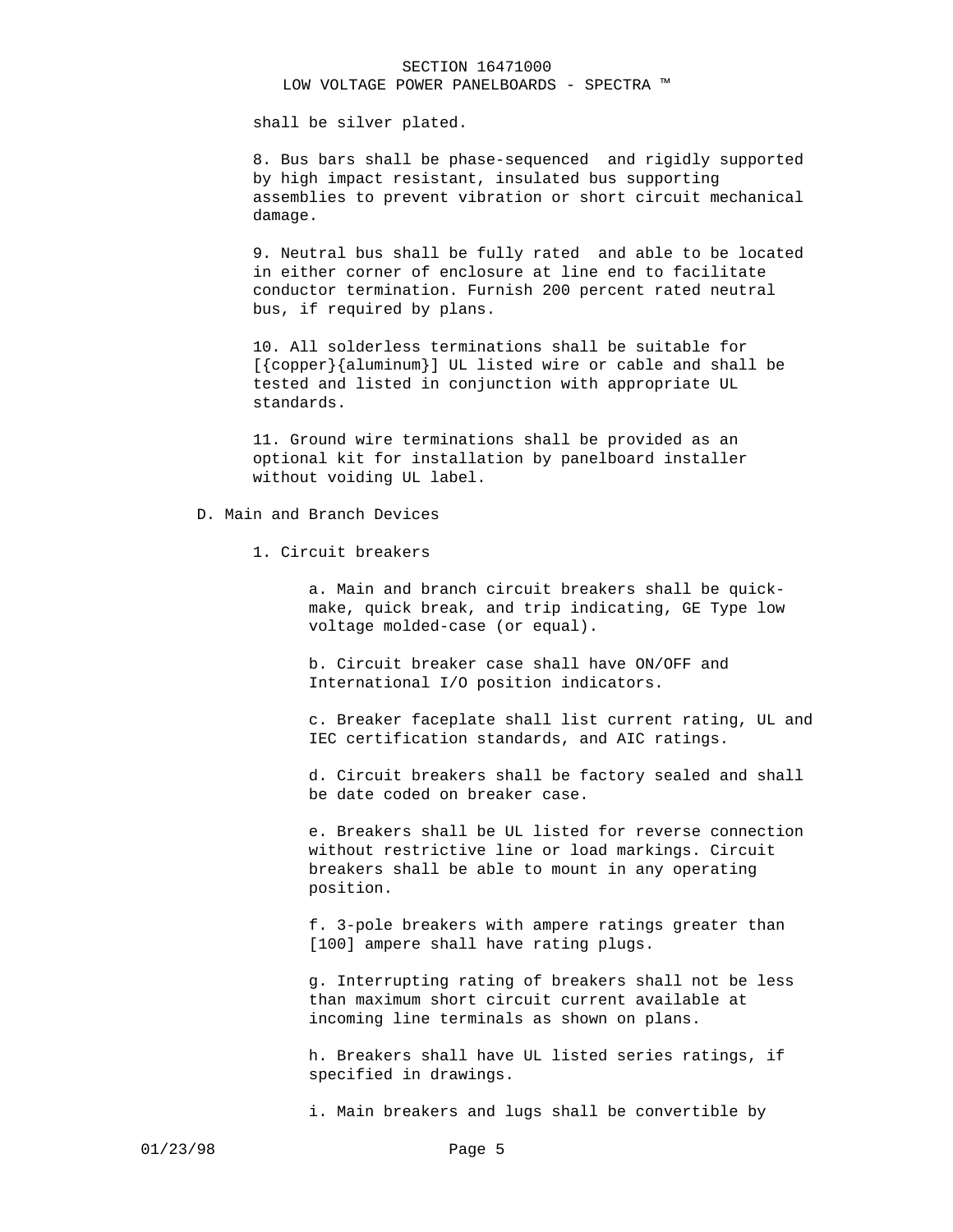shall be silver plated.

8. Bus bars shall be phase-sequenced and rigidly supported by high impact resistant, insulated bus supporting assemblies to prevent vibration or short circuit mechanical damage.

9. Neutral bus shall be fully rated and able to be located in either corner of enclosure at line end to facilitate conductor termination. Furnish 200 percent rated neutral bus, if required by plans.

10. All solderless terminations shall be suitable for [{copper}{aluminum}] UL listed wire or cable and shall be tested and listed in conjunction with appropriate UL standards.

11. Ground wire terminations shall be provided as an optional kit for installation by panelboard installer without voiding UL label.

D. Main and Branch Devices

1. Circuit breakers

a. Main and branch circuit breakers shall be quick-make, quick break, and trip indicating, GE Type low voltage molded-case (or equal).

b. Circuit breaker case shall have ON/OFF and International I/O position indicators.

c. Breaker faceplate shall list current rating, UL and IEC certification standards, and AIC ratings.

d. Circuit breakers shall be factory sealed and shall be date coded on breaker case.

e. Breakers shall be UL listed for reverse connection without restrictive line or load markings. Circuit breakers shall be able to mount in any operating position.

f. 3-pole breakers with ampere ratings greater than [100] ampere shall have rating plugs.

g. Interrupting rating of breakers shall not be less than maximum short circuit current available at incoming line terminals as shown on plans.

h. Breakers shall have UL listed series ratings, if specified in drawings.

i. Main breakers and lugs shall be convertible by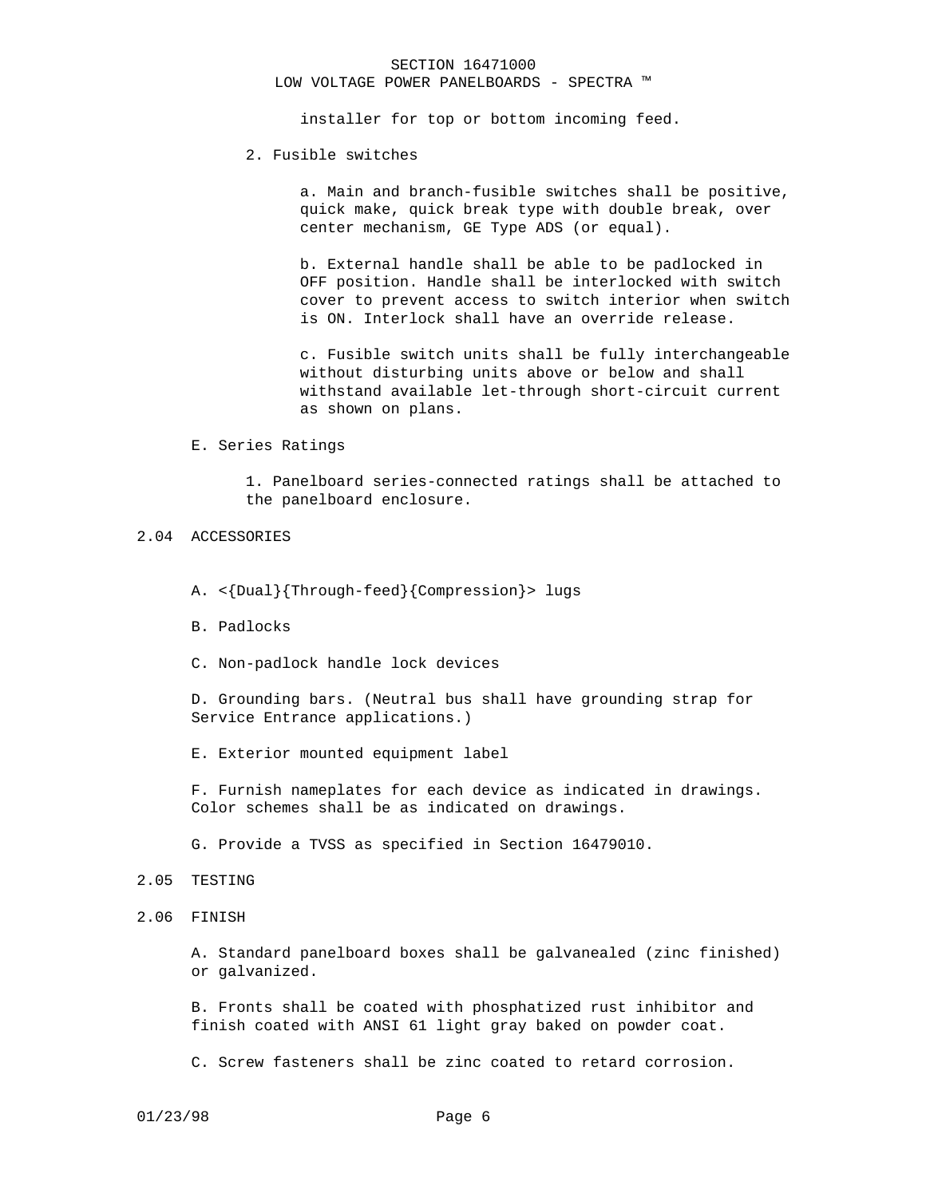installer for top or bottom incoming feed.

2. Fusible switches

a. Main and branch-fusible switches shall be positive, quick make, quick break type with double break, over center mechanism, GE Type ADS (or equal).

b. External handle shall be able to be padlocked in OFF position. Handle shall be interlocked with switch cover to prevent access to switch interior when switch is ON. Interlock shall have an override release.

c. Fusible switch units shall be fully interchangeable without disturbing units above or below and shall withstand available let-through short-circuit current as shown on plans.

E. Series Ratings

1. Panelboard series-connected ratings shall be attached to the panelboard enclosure.

## 2.04 ACCESSORIES

A. <{Dual}{Through-feed}{Compression}> lugs

B. Padlocks

C. Non-padlock handle lock devices

D. Grounding bars. (Neutral bus shall have grounding strap for Service Entrance applications.)

E. Exterior mounted equipment label

F. Furnish nameplates for each device as indicated in drawings. Color schemes shall be as indicated on drawings.

G. Provide a TVSS as specified in Section 16479010.

## 2.05 TESTING

## 2.06 FINISH

A. Standard panelboard boxes shall be galvanealed (zinc finished) or galvanized.

B. Fronts shall be coated with phosphatized rust inhibitor and finish coated with ANSI 61 light gray baked on powder coat.

C. Screw fasteners shall be zinc coated to retard corrosion.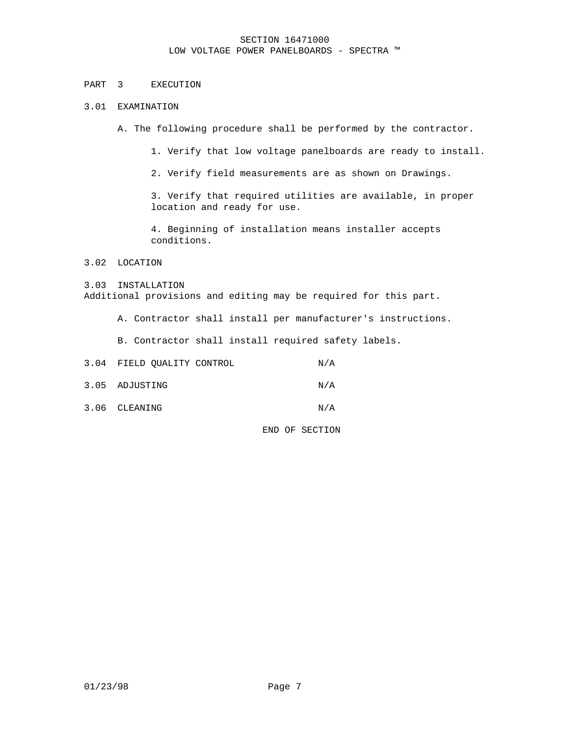# SECTION 16471000
## LOW VOLTAGE POWER PANELBOARDS - SPECTRA ™

## PART 3 EXECUTION

### 3.01 EXAMINATION

A. The following procedure shall be performed by the contractor.

1. Verify that low voltage panelboards are ready to install.

2. Verify field measurements are as shown on Drawings.

3. Verify that required utilities are available, in proper location and ready for use.

4. Beginning of installation means installer accepts conditions.

### 3.02 LOCATION

### 3.03 INSTALLATION

Additional provisions and editing may be required for this part.

A. Contractor shall install per manufacturer's instructions.

B. Contractor shall install required safety labels.

### 3.04 FIELD QUALITY CONTROL N/A

### 3.05 ADJUSTING N/A

### 3.06 CLEANING N/A

END OF SECTION